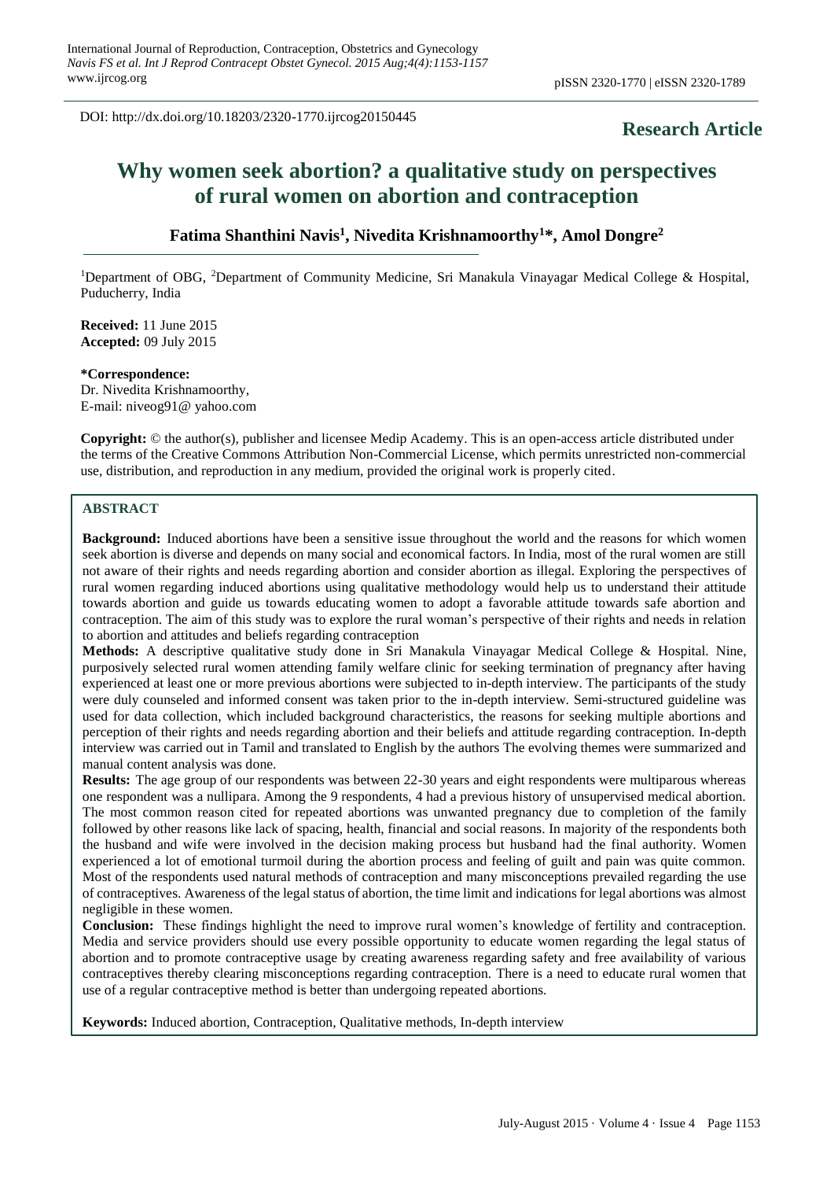International Journal of Reproduction, Contraception, Obstetrics and Gynecology
*Navis FS et al. Int J Reprod Contracept Obstet Gynecol. 2015 Aug;4(4):1153-1157*
www.ijrcog.org

pISSN 2320-1770 | eISSN 2320-1789

DOI: http://dx.doi.org/10.18203/2320-1770.ijrcog20150445

**Research Article**

# Why women seek abortion? a qualitative study on perspectives of rural women on abortion and contraception

**Fatima Shanthini Navis[1], Nivedita Krishnamoorthy[1]*, Amol Dongre[2]**

[1]Department of OBG, [2]Department of Community Medicine, Sri Manakula Vinayagar Medical College & Hospital, Puducherry, India

**Received:** 11 June 2015
**Accepted:** 09 July 2015

***Correspondence:**
Dr. Nivedita Krishnamoorthy,
E-mail: niveog91@ yahoo.com

**Copyright:** © the author(s), publisher and licensee Medip Academy. This is an open-access article distributed under the terms of the Creative Commons Attribution Non-Commercial License, which permits unrestricted non-commercial use, distribution, and reproduction in any medium, provided the original work is properly cited.

## ABSTRACT

**Background:** Induced abortions have been a sensitive issue throughout the world and the reasons for which women seek abortion is diverse and depends on many social and economical factors. In India, most of the rural women are still not aware of their rights and needs regarding abortion and consider abortion as illegal. Exploring the perspectives of rural women regarding induced abortions using qualitative methodology would help us to understand their attitude towards abortion and guide us towards educating women to adopt a favorable attitude towards safe abortion and contraception. The aim of this study was to explore the rural woman's perspective of their rights and needs in relation to abortion and attitudes and beliefs regarding contraception

**Methods:** A descriptive qualitative study done in Sri Manakula Vinayagar Medical College & Hospital. Nine, purposively selected rural women attending family welfare clinic for seeking termination of pregnancy after having experienced at least one or more previous abortions were subjected to in-depth interview. The participants of the study were duly counseled and informed consent was taken prior to the in-depth interview. Semi-structured guideline was used for data collection, which included background characteristics, the reasons for seeking multiple abortions and perception of their rights and needs regarding abortion and their beliefs and attitude regarding contraception. In-depth interview was carried out in Tamil and translated to English by the authors The evolving themes were summarized and manual content analysis was done.

**Results:** The age group of our respondents was between 22-30 years and eight respondents were multiparous whereas one respondent was a nullipara. Among the 9 respondents, 4 had a previous history of unsupervised medical abortion. The most common reason cited for repeated abortions was unwanted pregnancy due to completion of the family followed by other reasons like lack of spacing, health, financial and social reasons. In majority of the respondents both the husband and wife were involved in the decision making process but husband had the final authority. Women experienced a lot of emotional turmoil during the abortion process and feeling of guilt and pain was quite common. Most of the respondents used natural methods of contraception and many misconceptions prevailed regarding the use of contraceptives. Awareness of the legal status of abortion, the time limit and indications for legal abortions was almost negligible in these women.

**Conclusion:** These findings highlight the need to improve rural women's knowledge of fertility and contraception. Media and service providers should use every possible opportunity to educate women regarding the legal status of abortion and to promote contraceptive usage by creating awareness regarding safety and free availability of various contraceptives thereby clearing misconceptions regarding contraception. There is a need to educate rural women that use of a regular contraceptive method is better than undergoing repeated abortions.

**Keywords:** Induced abortion, Contraception, Qualitative methods, In-depth interview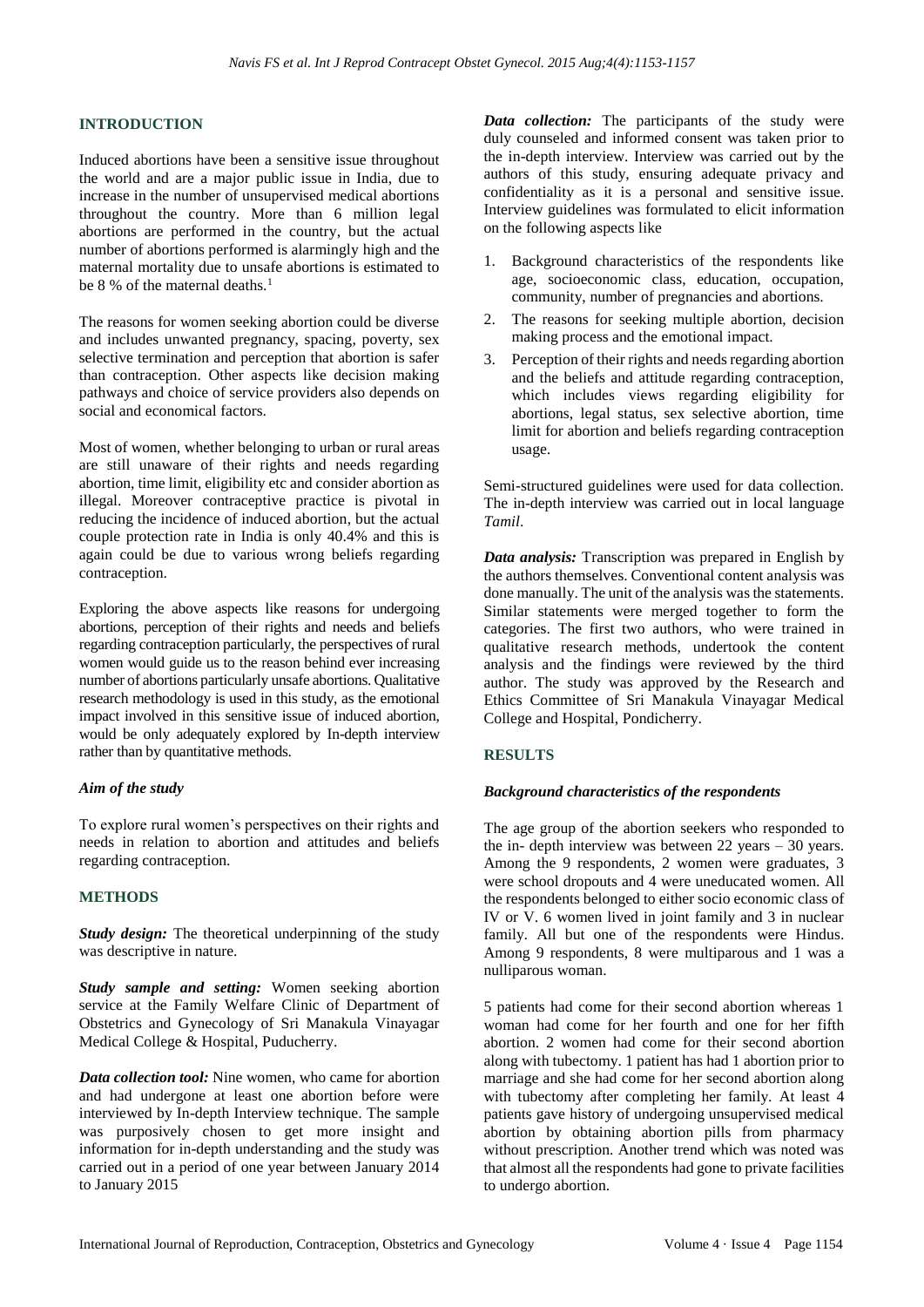## INTRODUCTION

Induced abortions have been a sensitive issue throughout the world and are a major public issue in India, due to increase in the number of unsupervised medical abortions throughout the country. More than 6 million legal abortions are performed in the country, but the actual number of abortions performed is alarmingly high and the maternal mortality due to unsafe abortions is estimated to be 8 % of the maternal deaths.[1]

The reasons for women seeking abortion could be diverse and includes unwanted pregnancy, spacing, poverty, sex selective termination and perception that abortion is safer than contraception. Other aspects like decision making pathways and choice of service providers also depends on social and economical factors.

Most of women, whether belonging to urban or rural areas are still unaware of their rights and needs regarding abortion, time limit, eligibility etc and consider abortion as illegal. Moreover contraceptive practice is pivotal in reducing the incidence of induced abortion, but the actual couple protection rate in India is only 40.4% and this is again could be due to various wrong beliefs regarding contraception.

Exploring the above aspects like reasons for undergoing abortions, perception of their rights and needs and beliefs regarding contraception particularly, the perspectives of rural women would guide us to the reason behind ever increasing number of abortions particularly unsafe abortions. Qualitative research methodology is used in this study, as the emotional impact involved in this sensitive issue of induced abortion, would be only adequately explored by In-depth interview rather than by quantitative methods.

### *Aim of the study*

To explore rural women's perspectives on their rights and needs in relation to abortion and attitudes and beliefs regarding contraception.

## METHODS

***Study design:*** The theoretical underpinning of the study was descriptive in nature.

***Study sample and setting:*** Women seeking abortion service at the Family Welfare Clinic of Department of Obstetrics and Gynecology of Sri Manakula Vinayagar Medical College & Hospital, Puducherry.

***Data collection tool:*** Nine women, who came for abortion and had undergone at least one abortion before were interviewed by In-depth Interview technique. The sample was purposively chosen to get more insight and information for in-depth understanding and the study was carried out in a period of one year between January 2014 to January 2015

***Data collection:*** The participants of the study were duly counseled and informed consent was taken prior to the in-depth interview. Interview was carried out by the authors of this study, ensuring adequate privacy and confidentiality as it is a personal and sensitive issue. Interview guidelines was formulated to elicit information on the following aspects like

1. Background characteristics of the respondents like age, socioeconomic class, education, occupation, community, number of pregnancies and abortions.
2. The reasons for seeking multiple abortion, decision making process and the emotional impact.
3. Perception of their rights and needs regarding abortion and the beliefs and attitude regarding contraception, which includes views regarding eligibility for abortions, legal status, sex selective abortion, time limit for abortion and beliefs regarding contraception usage.

Semi-structured guidelines were used for data collection. The in-depth interview was carried out in local language *Tamil*.

***Data analysis:*** Transcription was prepared in English by the authors themselves. Conventional content analysis was done manually. The unit of the analysis was the statements. Similar statements were merged together to form the categories. The first two authors, who were trained in qualitative research methods, undertook the content analysis and the findings were reviewed by the third author. The study was approved by the Research and Ethics Committee of Sri Manakula Vinayagar Medical College and Hospital, Pondicherry.

## RESULTS

### *Background characteristics of the respondents*

The age group of the abortion seekers who responded to the in- depth interview was between 22 years – 30 years. Among the 9 respondents, 2 women were graduates, 3 were school dropouts and 4 were uneducated women. All the respondents belonged to either socio economic class of IV or V. 6 women lived in joint family and 3 in nuclear family. All but one of the respondents were Hindus. Among 9 respondents, 8 were multiparous and 1 was a nulliparous woman.

5 patients had come for their second abortion whereas 1 woman had come for her fourth and one for her fifth abortion. 2 women had come for their second abortion along with tubectomy. 1 patient has had 1 abortion prior to marriage and she had come for her second abortion along with tubectomy after completing her family. At least 4 patients gave history of undergoing unsupervised medical abortion by obtaining abortion pills from pharmacy without prescription. Another trend which was noted was that almost all the respondents had gone to private facilities to undergo abortion.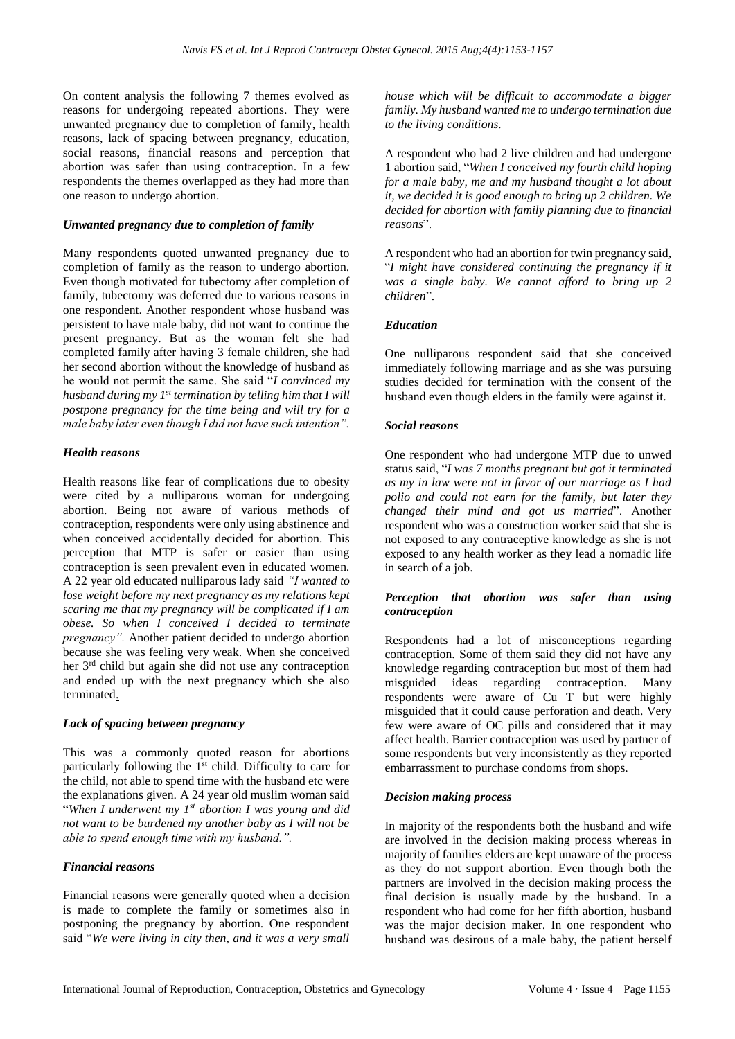On content analysis the following 7 themes evolved as reasons for undergoing repeated abortions. They were unwanted pregnancy due to completion of family, health reasons, lack of spacing between pregnancy, education, social reasons, financial reasons and perception that abortion was safer than using contraception. In a few respondents the themes overlapped as they had more than one reason to undergo abortion.

### *Unwanted pregnancy due to completion of family*

Many respondents quoted unwanted pregnancy due to completion of family as the reason to undergo abortion. Even though motivated for tubectomy after completion of family, tubectomy was deferred due to various reasons in one respondent. Another respondent whose husband was persistent to have male baby, did not want to continue the present pregnancy. But as the woman felt she had completed family after having 3 female children, she had her second abortion without the knowledge of husband as he would not permit the same. She said "*I convinced my husband during my 1st termination by telling him that I will postpone pregnancy for the time being and will try for a male baby later even though I did not have such intention".*

### *Health reasons*

Health reasons like fear of complications due to obesity were cited by a nulliparous woman for undergoing abortion. Being not aware of various methods of contraception, respondents were only using abstinence and when conceived accidentally decided for abortion. This perception that MTP is safer or easier than using contraception is seen prevalent even in educated women. A 22 year old educated nulliparous lady said *"I wanted to lose weight before my next pregnancy as my relations kept scaring me that my pregnancy will be complicated if I am obese. So when I conceived I decided to terminate pregnancy".* Another patient decided to undergo abortion because she was feeling very weak. When she conceived her 3rd child but again she did not use any contraception and ended up with the next pregnancy which she also terminated.

### *Lack of spacing between pregnancy*

This was a commonly quoted reason for abortions particularly following the 1st child. Difficulty to care for the child, not able to spend time with the husband etc were the explanations given. A 24 year old muslim woman said "*When I underwent my 1st abortion I was young and did not want to be burdened my another baby as I will not be able to spend enough time with my husband.".*

### *Financial reasons*

Financial reasons were generally quoted when a decision is made to complete the family or sometimes also in postponing the pregnancy by abortion. One respondent said "*We were living in city then, and it was a very small house which will be difficult to accommodate a bigger family. My husband wanted me to undergo termination due to the living conditions.*

A respondent who had 2 live children and had undergone 1 abortion said, "*When I conceived my fourth child hoping for a male baby, me and my husband thought a lot about it, we decided it is good enough to bring up 2 children. We decided for abortion with family planning due to financial reasons*".

A respondent who had an abortion for twin pregnancy said, "*I might have considered continuing the pregnancy if it was a single baby. We cannot afford to bring up 2 children*".

### *Education*

One nulliparous respondent said that she conceived immediately following marriage and as she was pursuing studies decided for termination with the consent of the husband even though elders in the family were against it.

### *Social reasons*

One respondent who had undergone MTP due to unwed status said, "*I was 7 months pregnant but got it terminated as my in law were not in favor of our marriage as I had polio and could not earn for the family, but later they changed their mind and got us married*". Another respondent who was a construction worker said that she is not exposed to any contraceptive knowledge as she is not exposed to any health worker as they lead a nomadic life in search of a job.

### *Perception that abortion was safer than using contraception*

Respondents had a lot of misconceptions regarding contraception. Some of them said they did not have any knowledge regarding contraception but most of them had misguided ideas regarding contraception. Many respondents were aware of Cu T but were highly misguided that it could cause perforation and death. Very few were aware of OC pills and considered that it may affect health. Barrier contraception was used by partner of some respondents but very inconsistently as they reported embarrassment to purchase condoms from shops.

### *Decision making process*

In majority of the respondents both the husband and wife are involved in the decision making process whereas in majority of families elders are kept unaware of the process as they do not support abortion. Even though both the partners are involved in the decision making process the final decision is usually made by the husband. In a respondent who had come for her fifth abortion, husband was the major decision maker. In one respondent who husband was desirous of a male baby, the patient herself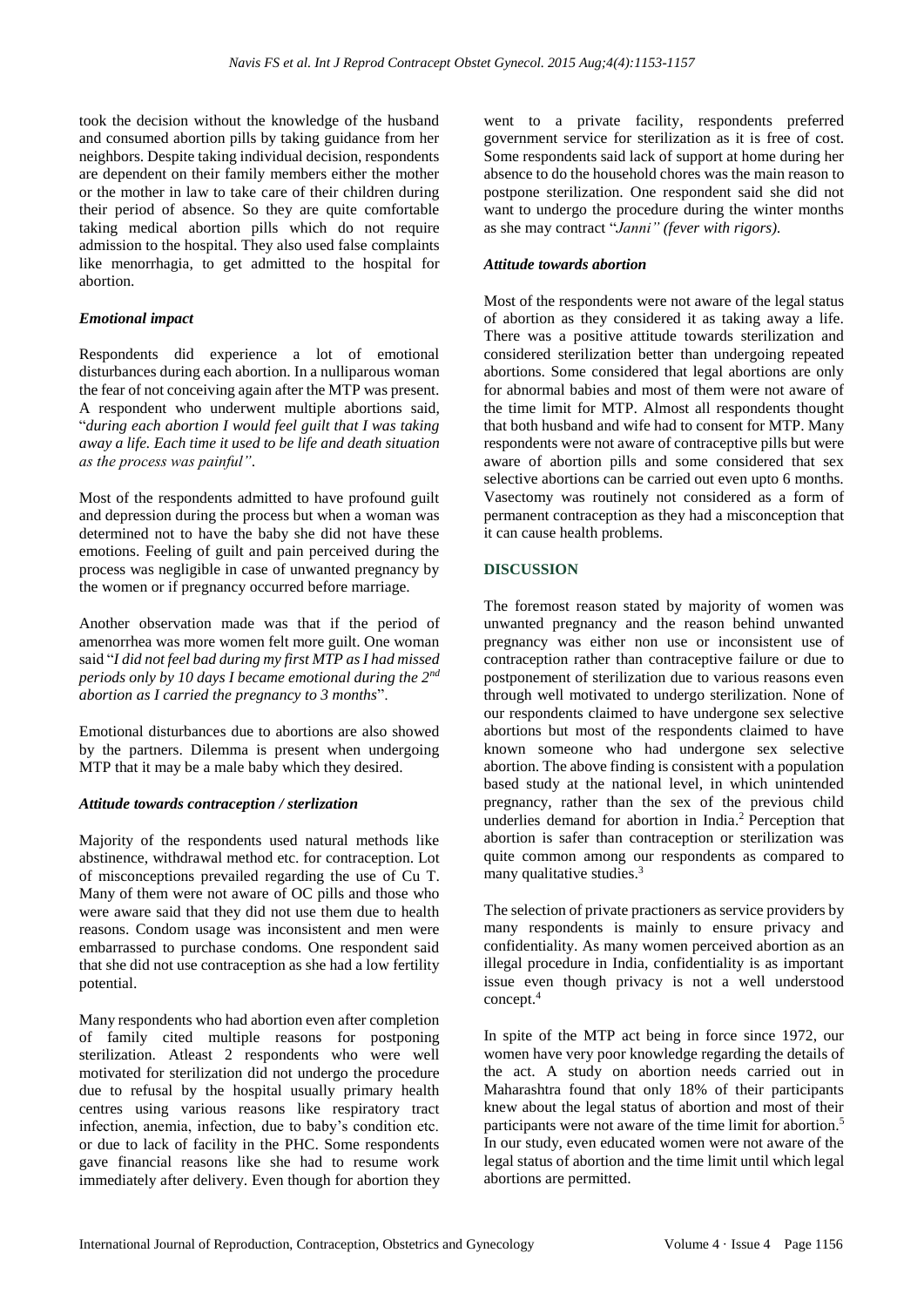took the decision without the knowledge of the husband and consumed abortion pills by taking guidance from her neighbors. Despite taking individual decision, respondents are dependent on their family members either the mother or the mother in law to take care of their children during their period of absence. So they are quite comfortable taking medical abortion pills which do not require admission to the hospital. They also used false complaints like menorrhagia, to get admitted to the hospital for abortion.

### *Emotional impact*

Respondents did experience a lot of emotional disturbances during each abortion. In a nulliparous woman the fear of not conceiving again after the MTP was present. A respondent who underwent multiple abortions said, "*during each abortion I would feel guilt that I was taking away a life. Each time it used to be life and death situation as the process was painful"*.

Most of the respondents admitted to have profound guilt and depression during the process but when a woman was determined not to have the baby she did not have these emotions. Feeling of guilt and pain perceived during the process was negligible in case of unwanted pregnancy by the women or if pregnancy occurred before marriage.

Another observation made was that if the period of amenorrhea was more women felt more guilt. One woman said "*I did not feel bad during my first MTP as I had missed periods only by 10 days I became emotional during the 2nd abortion as I carried the pregnancy to 3 months*".

Emotional disturbances due to abortions are also showed by the partners. Dilemma is present when undergoing MTP that it may be a male baby which they desired.

### *Attitude towards contraception / sterlization*

Majority of the respondents used natural methods like abstinence, withdrawal method etc. for contraception. Lot of misconceptions prevailed regarding the use of Cu T. Many of them were not aware of OC pills and those who were aware said that they did not use them due to health reasons. Condom usage was inconsistent and men were embarrassed to purchase condoms. One respondent said that she did not use contraception as she had a low fertility potential.

Many respondents who had abortion even after completion of family cited multiple reasons for postponing sterilization. Atleast 2 respondents who were well motivated for sterilization did not undergo the procedure due to refusal by the hospital usually primary health centres using various reasons like respiratory tract infection, anemia, infection, due to baby's condition etc. or due to lack of facility in the PHC. Some respondents gave financial reasons like she had to resume work immediately after delivery. Even though for abortion they went to a private facility, respondents preferred government service for sterilization as it is free of cost. Some respondents said lack of support at home during her absence to do the household chores was the main reason to postpone sterilization. One respondent said she did not want to undergo the procedure during the winter months as she may contract "*Janni" (fever with rigors).*

### *Attitude towards abortion*

Most of the respondents were not aware of the legal status of abortion as they considered it as taking away a life. There was a positive attitude towards sterilization and considered sterilization better than undergoing repeated abortions. Some considered that legal abortions are only for abnormal babies and most of them were not aware of the time limit for MTP. Almost all respondents thought that both husband and wife had to consent for MTP. Many respondents were not aware of contraceptive pills but were aware of abortion pills and some considered that sex selective abortions can be carried out even upto 6 months. Vasectomy was routinely not considered as a form of permanent contraception as they had a misconception that it can cause health problems.

## DISCUSSION

The foremost reason stated by majority of women was unwanted pregnancy and the reason behind unwanted pregnancy was either non use or inconsistent use of contraception rather than contraceptive failure or due to postponement of sterilization due to various reasons even through well motivated to undergo sterilization. None of our respondents claimed to have undergone sex selective abortions but most of the respondents claimed to have known someone who had undergone sex selective abortion. The above finding is consistent with a population based study at the national level, in which unintended pregnancy, rather than the sex of the previous child underlies demand for abortion in India.[2] Perception that abortion is safer than contraception or sterilization was quite common among our respondents as compared to many qualitative studies.[3]

The selection of private practioners as service providers by many respondents is mainly to ensure privacy and confidentiality. As many women perceived abortion as an illegal procedure in India, confidentiality is as important issue even though privacy is not a well understood concept.[4]

In spite of the MTP act being in force since 1972, our women have very poor knowledge regarding the details of the act. A study on abortion needs carried out in Maharashtra found that only 18% of their participants knew about the legal status of abortion and most of their participants were not aware of the time limit for abortion.[5] In our study, even educated women were not aware of the legal status of abortion and the time limit until which legal abortions are permitted.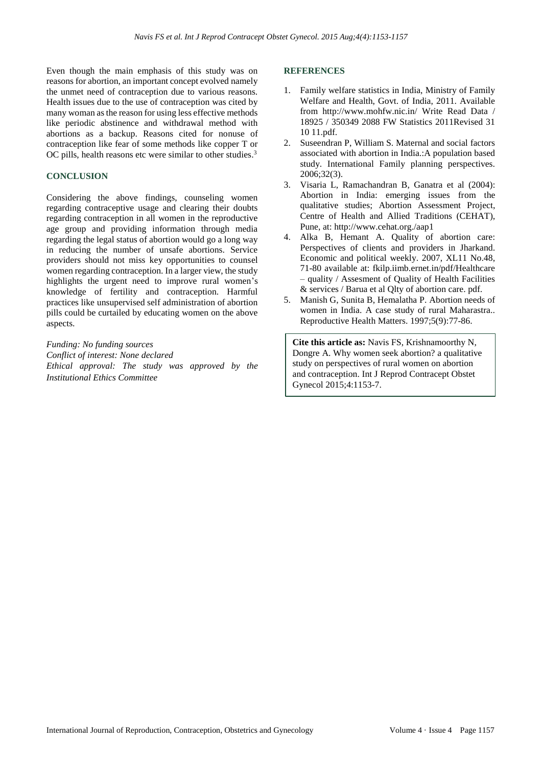Even though the main emphasis of this study was on reasons for abortion, an important concept evolved namely the unmet need of contraception due to various reasons. Health issues due to the use of contraception was cited by many woman as the reason for using less effective methods like periodic abstinence and withdrawal method with abortions as a backup. Reasons cited for nonuse of contraception like fear of some methods like copper T or OC pills, health reasons etc were similar to other studies.[3]

## CONCLUSION

Considering the above findings, counseling women regarding contraceptive usage and clearing their doubts regarding contraception in all women in the reproductive age group and providing information through media regarding the legal status of abortion would go a long way in reducing the number of unsafe abortions. Service providers should not miss key opportunities to counsel women regarding contraception. In a larger view, the study highlights the urgent need to improve rural women's knowledge of fertility and contraception. Harmful practices like unsupervised self administration of abortion pills could be curtailed by educating women on the above aspects.

*Funding: No funding sources*
*Conflict of interest: None declared*
*Ethical approval: The study was approved by the Institutional Ethics Committee*

## REFERENCES

1. Family welfare statistics in India, Ministry of Family Welfare and Health, Govt. of India, 2011. Available from http://www.mohfw.nic.in/ Write Read Data / 18925 / 350349 2088 FW Statistics 2011Revised 31 10 11.pdf.
2. Suseendran P, William S. Maternal and social factors associated with abortion in India.:A population based study. International Family planning perspectives. 2006;32(3).
3. Visaria L, Ramachandran B, Ganatra et al (2004): Abortion in India: emerging issues from the qualitative studies; Abortion Assessment Project, Centre of Health and Allied Traditions (CEHAT), Pune, at: http://www.cehat.org./aap1
4. Alka B, Hemant A. Quality of abortion care: Perspectives of clients and providers in Jharkand. Economic and political weekly. 2007, XL11 No.48, 71-80 available at: fkilp.iimb.ernet.in/pdf/Healthcare – quality / Assesment of Quality of Health Facilities & services / Barua et al Qlty of abortion care. pdf.
5. Manish G, Sunita B, Hemalatha P. Abortion needs of women in India. A case study of rural Maharastra.. Reproductive Health Matters. 1997;5(9):77-86.

**Cite this article as:** Navis FS, Krishnamoorthy N, Dongre A. Why women seek abortion? a qualitative study on perspectives of rural women on abortion and contraception. Int J Reprod Contracept Obstet Gynecol 2015;4:1153-7.